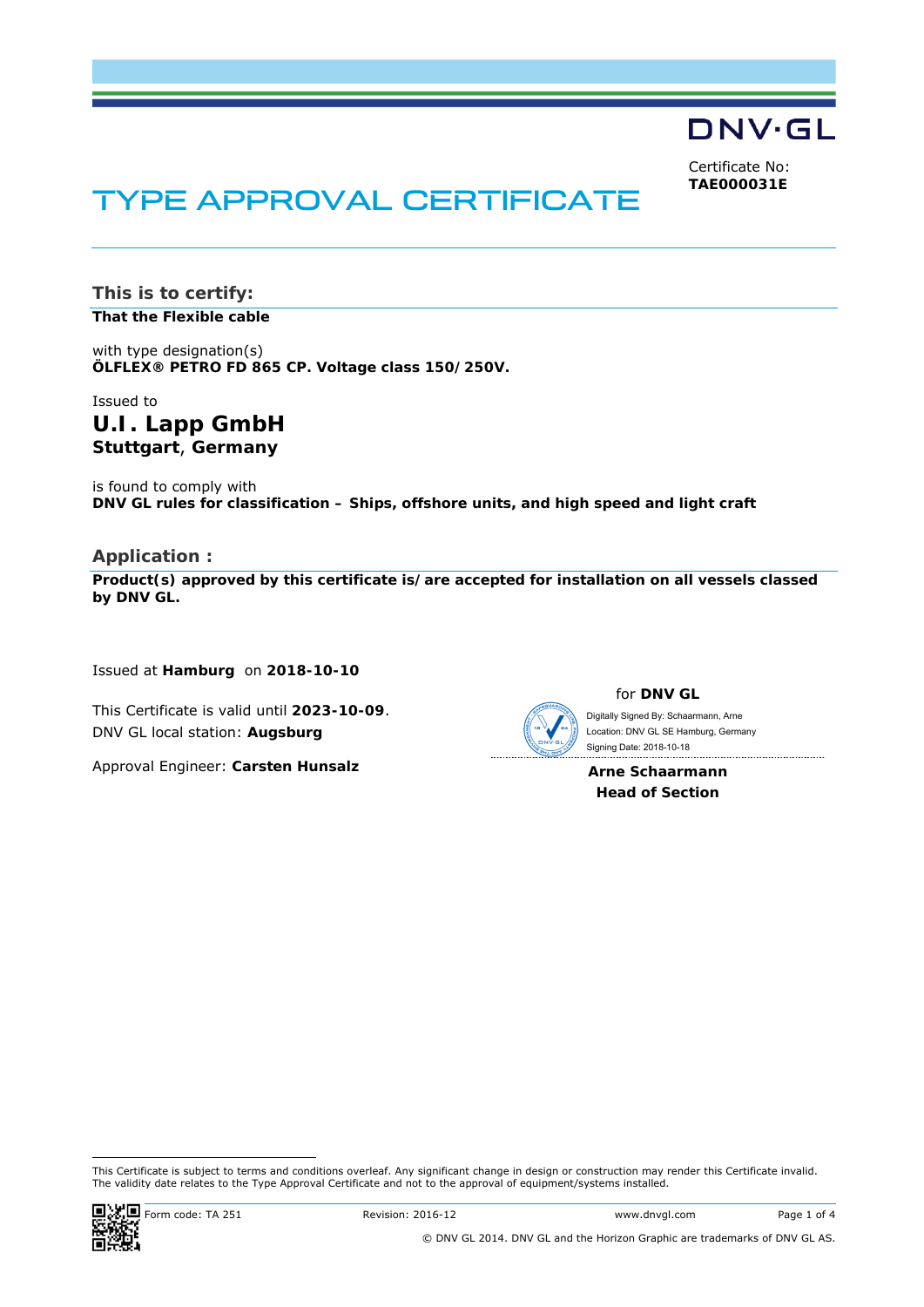DNV·GL

Certificate No:
**TAE000031E**

# TYPE APPROVAL CERTIFICATE

## This is to certify:

**That the Flexible cable**

with type designation(s)
**ÖLFLEX® PETRO FD 865 CP. Voltage class 150/250V.**

Issued to

**U.I. Lapp GmbH**
**Stuttgart, Germany**

is found to comply with
**DNV GL rules for classification – Ships, offshore units, and high speed and light craft**

## Application :

**Product(s) approved by this certificate is/are accepted for installation on all vessels classed by DNV GL.**

Issued at **Hamburg** on **2018-10-10**

This Certificate is valid until **2023-10-09**.
DNV GL local station: **Augsburg**

Approval Engineer: **Carsten Hunsalz**

for **DNV GL**

Digitally Signed By: Schaarmann, Arne
Location: DNV GL SE Hamburg, Germany
Signing Date: 2018-10-18

**Arne Schaarmann**
**Head of Section**

This Certificate is subject to terms and conditions overleaf. Any significant change in design or construction may render this Certificate invalid.
The validity date relates to the Type Approval Certificate and not to the approval of equipment/systems installed.

Form code: TA 251 Revision: 2016-12 www.dnvgl.com

© DNV GL 2014. DNV GL and the Horizon Graphic are trademarks of DNV GL AS.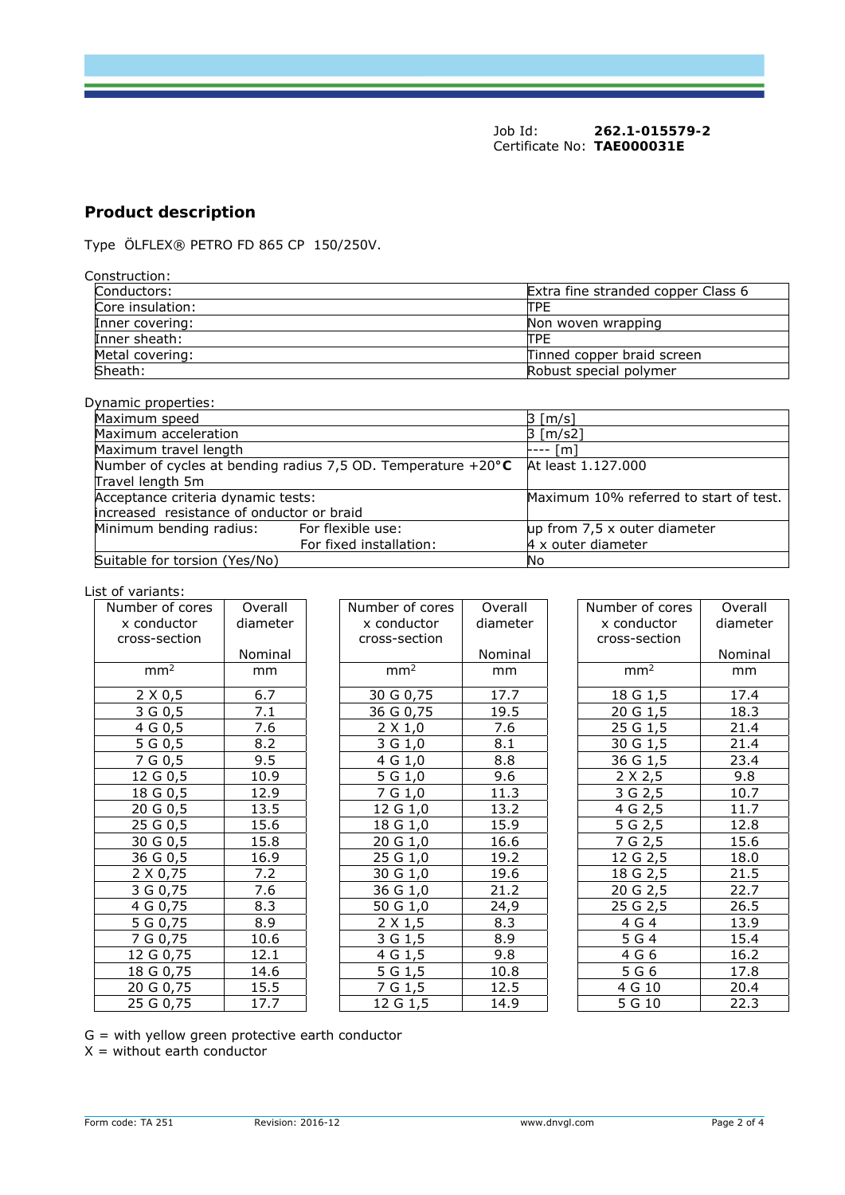Job Id: **262.1-015579-2**
Certificate No: **TAE000031E**

## Product description

Type ÖLFLEX® PETRO FD 865 CP 150/250V.

Construction:

| | |
|---|---|
| Conductors: | Extra fine stranded copper Class 6 |
| Core insulation: | TPE |
| Inner covering: | Non woven wrapping |
| Inner sheath: | TPE |
| Metal covering: | Tinned copper braid screen |
| Sheath: | Robust special polymer |

Dynamic properties:

| | | |
|---|---|---|
| Maximum speed | | 3 [m/s] |
| Maximum acceleration | | 3 [m/s2] |
| Maximum travel length | | ---- [m] |
| Number of cycles at bending radius 7,5 OD. Temperature +20°**C** Travel length 5m | | At least 1.127.000 |
| Acceptance criteria dynamic tests: increased resistance of onductor or braid | | Maximum 10% referred to start of test. |
| Minimum bending radius: | For flexible use: | up from 7,5 x outer diameter |
| | For fixed installation: | 4 x outer diameter |
| Suitable for torsion (Yes/No) | | No |

List of variants:

| Number of cores x conductor cross-section | Overall diameter Nominal | Number of cores x conductor cross-section | Overall diameter Nominal | Number of cores x conductor cross-section | Overall diameter Nominal |
|---|---|---|---|---|---|
| mm² | mm | mm² | mm | mm² | mm |
| 2 X 0,5 | 6.7 | 30 G 0,75 | 17.7 | 18 G 1,5 | 17.4 |
| 3 G 0,5 | 7.1 | 36 G 0,75 | 19.5 | 20 G 1,5 | 18.3 |
| 4 G 0,5 | 7.6 | 2 X 1,0 | 7.6 | 25 G 1,5 | 21.4 |
| 5 G 0,5 | 8.2 | 3 G 1,0 | 8.1 | 30 G 1,5 | 21.4 |
| 7 G 0,5 | 9.5 | 4 G 1,0 | 8.8 | 36 G 1,5 | 23.4 |
| 12 G 0,5 | 10.9 | 5 G 1,0 | 9.6 | 2 X 2,5 | 9.8 |
| 18 G 0,5 | 12.9 | 7 G 1,0 | 11.3 | 3 G 2,5 | 10.7 |
| 20 G 0,5 | 13.5 | 12 G 1,0 | 13.2 | 4 G 2,5 | 11.7 |
| 25 G 0,5 | 15.6 | 18 G 1,0 | 15.9 | 5 G 2,5 | 12.8 |
| 30 G 0,5 | 15.8 | 20 G 1,0 | 16.6 | 7 G 2,5 | 15.6 |
| 36 G 0,5 | 16.9 | 25 G 1,0 | 19.2 | 12 G 2,5 | 18.0 |
| 2 X 0,75 | 7.2 | 30 G 1,0 | 19.6 | 18 G 2,5 | 21.5 |
| 3 G 0,75 | 7.6 | 36 G 1,0 | 21.2 | 20 G 2,5 | 22.7 |
| 4 G 0,75 | 8.3 | 50 G 1,0 | 24,9 | 25 G 2,5 | 26.5 |
| 5 G 0,75 | 8.9 | 2 X 1,5 | 8.3 | 4 G 4 | 13.9 |
| 7 G 0,75 | 10.6 | 3 G 1,5 | 8.9 | 5 G 4 | 15.4 |
| 12 G 0,75 | 12.1 | 4 G 1,5 | 9.8 | 4 G 6 | 16.2 |
| 18 G 0,75 | 14.6 | 5 G 1,5 | 10.8 | 5 G 6 | 17.8 |
| 20 G 0,75 | 15.5 | 7 G 1,5 | 12.5 | 4 G 10 | 20.4 |
| 25 G 0,75 | 17.7 | 12 G 1,5 | 14.9 | 5 G 10 | 22.3 |

G = with yellow green protective earth conductor
X = without earth conductor

Form code: TA 251 Revision: 2016-12 www.dnvgl.com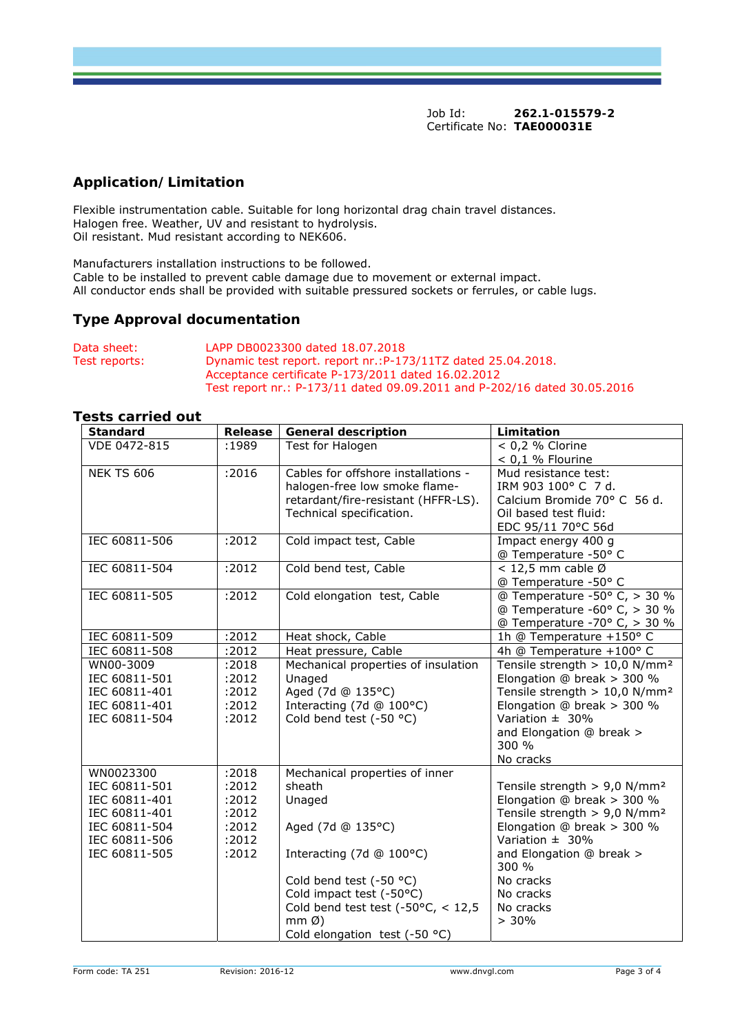Job Id: **262.1-015579-2**
Certificate No: **TAE000031E**

## Application/ Limitation

Flexible instrumentation cable. Suitable for long horizontal drag chain travel distances.
Halogen free. Weather, UV and resistant to hydrolysis.
Oil resistant. Mud resistant according to NEK606.

Manufacturers installation instructions to be followed.
Cable to be installed to prevent cable damage due to movement or external impact.
All conductor ends shall be provided with suitable pressured sockets or ferrules, or cable lugs.

## Type Approval documentation

| | |
|---|---|
| Data sheet: | LAPP DB0023300 dated 18.07.2018 |
| Test reports: | Dynamic test report. report nr.:P-173/11TZ dated 25.04.2018.<br>Acceptance certificate P-173/2011 dated 16.02.2012<br>Test report nr.: P-173/11 dated 09.09.2011 and P-202/16 dated 30.05.2016 |

## Tests carried out

| Standard | Release | General description | Limitation |
|---|---|---|---|
| VDE 0472-815 | :1989 | Test for Halogen | < 0,2 % Clorine<br>< 0,1 % Flourine |
| NEK TS 606 | :2016 | Cables for offshore installations - halogen-free low smoke flame-retardant/fire-resistant (HFFR-LS). Technical specification. | Mud resistance test:<br>IRM 903 100° C 7 d.<br>Calcium Bromide 70° C 56 d.<br>Oil based test fluid:<br>EDC 95/11 70°C 56d |
| IEC 60811-506 | :2012 | Cold impact test, Cable | Impact energy 400 g<br>@ Temperature -50° C |
| IEC 60811-504 | :2012 | Cold bend test, Cable | < 12,5 mm cable Ø<br>@ Temperature -50° C |
| IEC 60811-505 | :2012 | Cold elongation test, Cable | @ Temperature -50° C, > 30 %<br>@ Temperature -60° C, > 30 %<br>@ Temperature -70° C, > 30 % |
| IEC 60811-509 | :2012 | Heat shock, Cable | 1h @ Temperature +150° C |
| IEC 60811-508 | :2012 | Heat pressure, Cable | 4h @ Temperature +100° C |
| WN00-3009<br>IEC 60811-501<br>IEC 60811-401<br>IEC 60811-401<br>IEC 60811-504 | :2018<br>:2012<br>:2012<br>:2012<br>:2012 | Mechanical properties of insulation<br>Unaged<br>Aged (7d @ 135°C)<br>Interacting (7d @ 100°C)<br>Cold bend test (-50 °C) | Tensile strength > 10,0 N/mm²<br>Elongation @ break > 300 %<br>Tensile strength > 10,0 N/mm²<br>Elongation @ break > 300 %<br>Variation ± 30%<br>and Elongation @ break > 300 %<br>No cracks |
| WN0023300<br>IEC 60811-501<br>IEC 60811-401<br>IEC 60811-401<br>IEC 60811-504<br>IEC 60811-506<br>IEC 60811-505 | :2018<br>:2012<br>:2012<br>:2012<br>:2012<br>:2012<br>:2012 | Mechanical properties of inner sheath<br>Unaged<br><br>Aged (7d @ 135°C)<br><br>Interacting (7d @ 100°C)<br><br>Cold bend test (-50 °C)<br>Cold impact test (-50°C)<br>Cold bend test test (-50°C, < 12,5 mm Ø)<br>Cold elongation test (-50 °C) | <br>Tensile strength > 9,0 N/mm²<br>Elongation @ break > 300 %<br>Tensile strength > 9,0 N/mm²<br>Elongation @ break > 300 %<br>Variation ± 30%<br>and Elongation @ break > 300 %<br>No cracks<br>No cracks<br>No cracks<br>> 30% |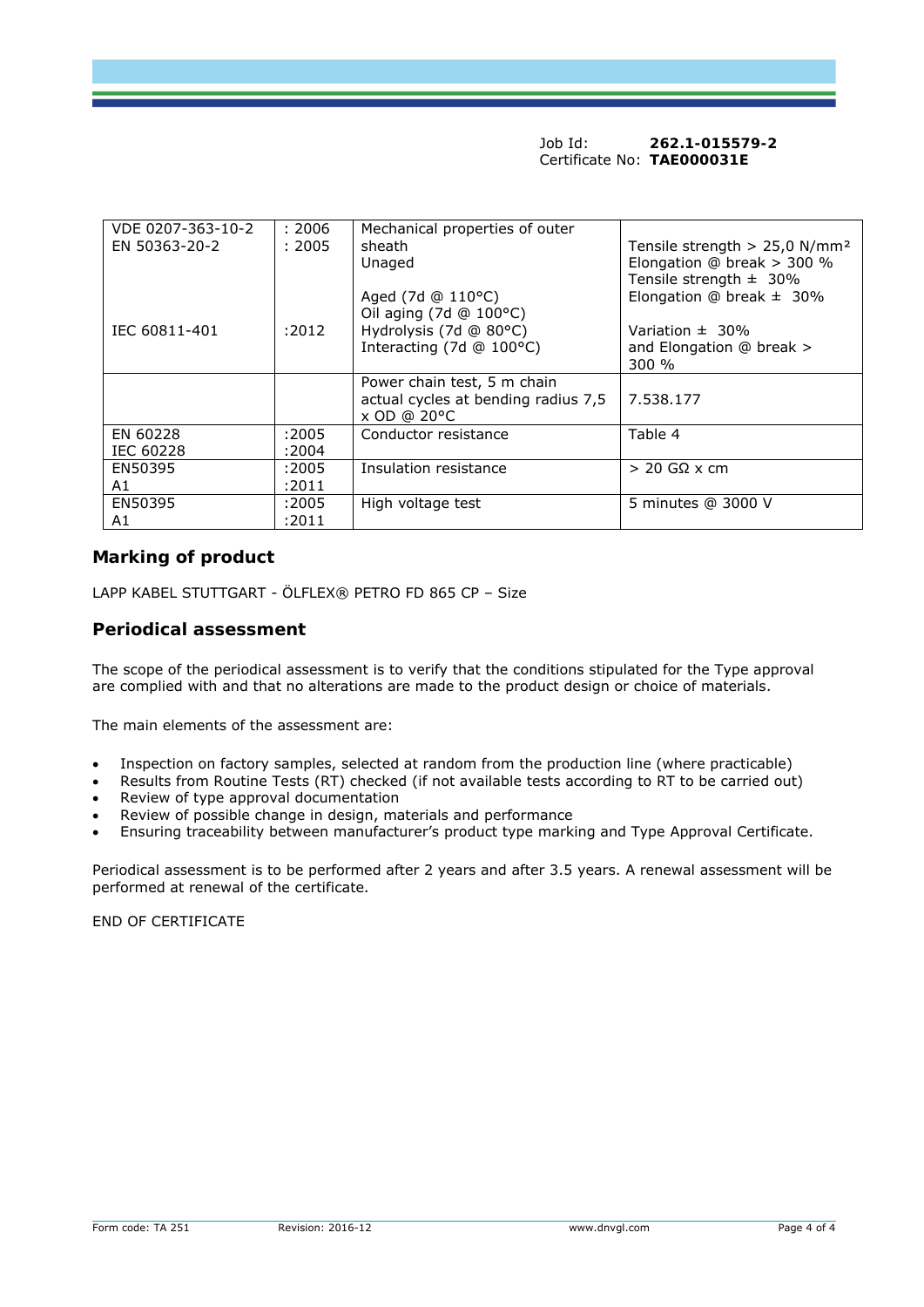Job Id: **262.1-015579-2**
Certificate No: **TAE000031E**

| | | | |
|---|---|---|---|
| VDE 0207-363-10-2<br>EN 50363-20-2<br><br><br><br><br>IEC 60811-401 | : 2006<br>: 2005<br><br><br><br><br>:2012 | Mechanical properties of outer sheath<br>Unaged<br><br>Aged (7d @ 110°C)<br>Oil aging (7d @ 100°C)<br>Hydrolysis (7d @ 80°C)<br>Interacting (7d @ 100°C) | Tensile strength > 25,0 N/mm²<br>Elongation @ break > 300 %<br>Tensile strength ± 30%<br>Elongation @ break ± 30%<br><br>Variation ± 30%<br>and Elongation @ break > 300 % |
| | | Power chain test, 5 m chain actual cycles at bending radius 7,5 x OD @ 20°C | 7.538.177 |
| EN 60228<br>IEC 60228 | :2005<br>:2004 | Conductor resistance | Table 4 |
| EN50395<br>A1 | :2005<br>:2011 | Insulation resistance | > 20 GΩ x cm |
| EN50395<br>A1 | :2005<br>:2011 | High voltage test | 5 minutes @ 3000 V |

## Marking of product

LAPP KABEL STUTTGART - ÖLFLEX® PETRO FD 865 CP – Size

## Periodical assessment

The scope of the periodical assessment is to verify that the conditions stipulated for the Type approval are complied with and that no alterations are made to the product design or choice of materials.

The main elements of the assessment are:

- Inspection on factory samples, selected at random from the production line (where practicable)
- Results from Routine Tests (RT) checked (if not available tests according to RT to be carried out)
- Review of type approval documentation
- Review of possible change in design, materials and performance
- Ensuring traceability between manufacturer's product type marking and Type Approval Certificate.

Periodical assessment is to be performed after 2 years and after 3.5 years. A renewal assessment will be performed at renewal of the certificate.

END OF CERTIFICATE